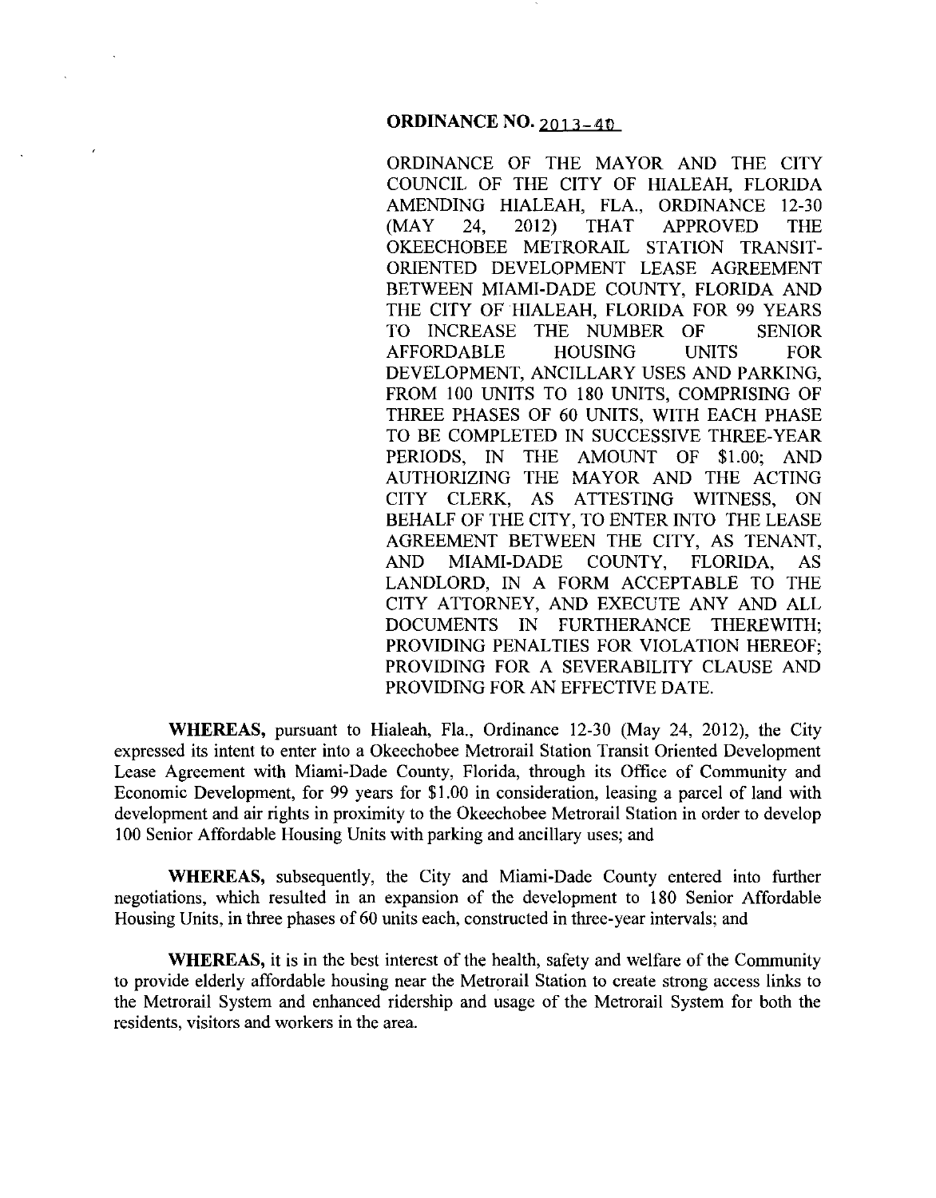# ORDINANCE NO. 2013-40

ORDINANCE OF THE MAYOR AND THE CITY COUNCIL OF THE CITY OF HIALEAH, FLORIDA AMENDING HIALEAH, FLA., ORDINANCE 12-30 (MAY 24, 2012) THAT APPROVED THE OKEECHOBEE METRORAIL STATION TRANSIT-ORIENTED DEVELOPMENT LEASE AGREEMENT BETWEEN MIAMI-DADE COUNTY, FLORIDA AND THE CITY OF HIALEAH, FLORIDA FOR 99 YEARS TO INCREASE THE NUMBER OF SENIOR AFFORDABLE HOUSING UNITS FOR DEVELOPMENT, ANCILLARY USES AND PARKING, FROM 100 UNITS TO 180 UNITS, COMPRISING OF THREE PHASES OF 60 UNITS, WITH EACH PHASE TO BE COMPLETED IN SUCCESSIVE THREE-YEAR PERIODS, IN THE AMOUNT OF $1.00; AND AUTHORIZING THE MAYOR AND THE ACTING CITY CLERK, AS ATTESTING WITNESS, ON BEHALF OF THE CITY, TO ENTER INTO THE LEASE AGREEMENT BETWEEN THE CITY, AS TENANT, AND MIAMI-DADE COUNTY, FLORIDA, AS LANDLORD, IN A FORM ACCEPTABLE TO THE CITY ATTORNEY, AND EXECUTE ANY AND ALL DOCUMENTS IN FURTHERANCE THEREWITH; PROVIDING PENALTIES FOR VIOLATION HEREOF; PROVIDING FOR A SEVERABILITY CLAUSE AND PROVIDING FOR AN EFFECTIVE DATE.

**WHEREAS,** pursuant to Hialeah, Fla., Ordinance 12-30 (May 24, 2012), the City expressed its intent to enter into a Okeechobee Metrorail Station Transit Oriented Development Lease Agreement with Miami-Dade County, Florida, through its Office of Community and Economic Development, for 99 years for $1.00 in consideration, leasing a parcel of land with development and air rights in proximity to the Okeechobee Metrorail Station in order to develop 100 Senior Affordable Housing Units with parking and ancillary uses; and

**WHEREAS,** subsequently, the City and Miami-Dade County entered into further negotiations, which resulted in an expansion of the development to 180 Senior Affordable Housing Units, in three phases of 60 units each, constructed in three-year intervals; and

**WHEREAS,** it is in the best interest of the health, safety and welfare of the Community to provide elderly affordable housing near the Metrorail Station to create strong access links to the Metrorail System and enhanced ridership and usage of the Metrorail System for both the residents, visitors and workers in the area.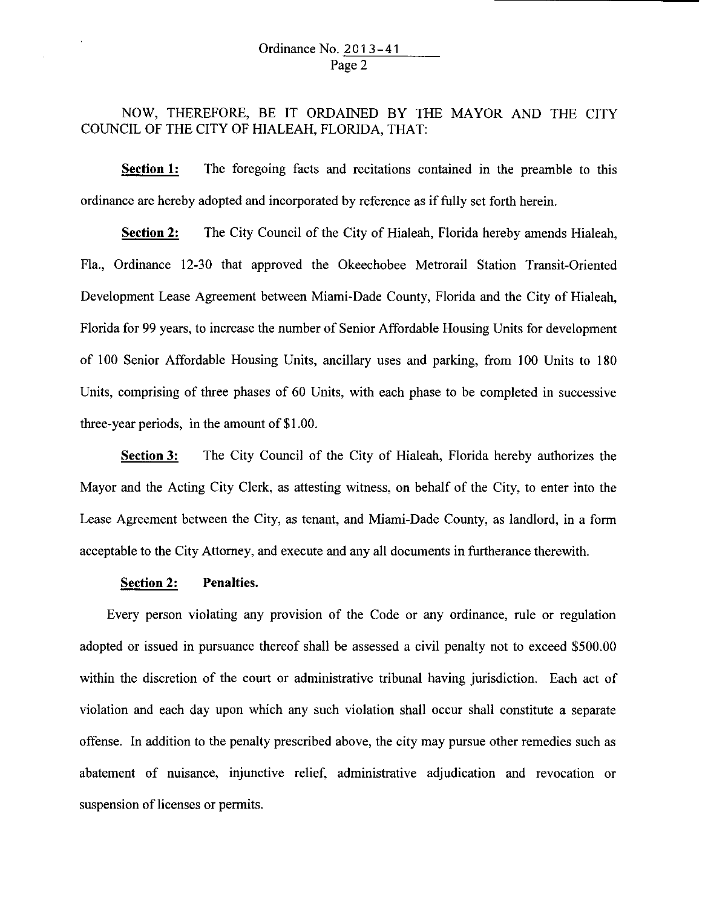Ordinance No. 2013-41

NOW, THEREFORE, BE IT ORDAINED BY THE MAYOR AND THE CITY COUNCIL OF THE CITY OF HIALEAH, FLORIDA, THAT:

**Section 1:** The foregoing facts and recitations contained in the preamble to this ordinance are hereby adopted and incorporated by reference as if fully set forth herein.

**Section 2:** The City Council of the City of Hialeah, Florida hereby amends Hialeah, Fla., Ordinance 12-30 that approved the Okeechobee Metrorail Station Transit-Oriented Development Lease Agreement between Miami-Dade County, Florida and the City of Hialeah, Florida for 99 years, to increase the number of Senior Affordable Housing Units for development of 100 Senior Affordable Housing Units, ancillary uses and parking, from 100 Units to 180 Units, comprising of three phases of 60 Units, with each phase to be completed in successive three-year periods, in the amount of $1.00.

**Section 3:** The City Council of the City of Hialeah, Florida hereby authorizes the Mayor and the Acting City Clerk, as attesting witness, on behalf of the City, to enter into the Lease Agreement between the City, as tenant, and Miami-Dade County, as landlord, in a form acceptable to the City Attorney, and execute and any all documents in furtherance therewith.

**Section 2: Penalties.**

Every person violating any provision of the Code or any ordinance, rule or regulation adopted or issued in pursuance thereof shall be assessed a civil penalty not to exceed $500.00 within the discretion of the court or administrative tribunal having jurisdiction. Each act of violation and each day upon which any such violation shall occur shall constitute a separate offense. In addition to the penalty prescribed above, the city may pursue other remedies such as abatement of nuisance, injunctive relief, administrative adjudication and revocation or suspension of licenses or permits.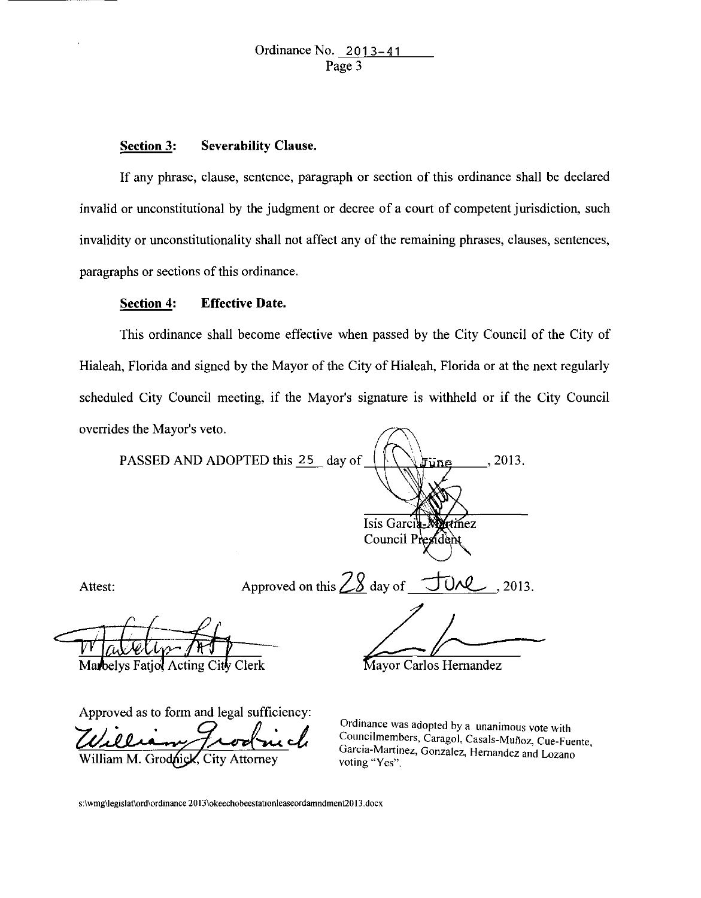Ordinance No. 2013-41

**Section 3: Severability Clause.**

If any phrase, clause, sentence, paragraph or section of this ordinance shall be declared invalid or unconstitutional by the judgment or decree of a court of competent jurisdiction, such invalidity or unconstitutionality shall not affect any of the remaining phrases, clauses, sentences, paragraphs or sections of this ordinance.

**Section 4: Effective Date.**

This ordinance shall become effective when passed by the City Council of the City of Hialeah, Florida and signed by the Mayor of the City of Hialeah, Florida or at the next regularly scheduled City Council meeting, if the Mayor's signature is withheld or if the City Council overrides the Mayor's veto.

PASSED AND ADOPTED this 25 day of June, 2013.

Isis Garcia-Martinez
Council President

Attest:

Approved on this 28 day of June, 2013.

Marbelys Fatjo, Acting City Clerk

Mayor Carlos Hernandez

Approved as to form and legal sufficiency:

William M. Grodnick, City Attorney

Ordinance was adopted by a unanimous vote with Councilmembers, Caragol, Casals-Muñoz, Cue-Fuente, Garcia-Martinez, Gonzalez, Hernandez and Lozano voting "Yes".

s:\wmg\legislat\ord\ordinance 2013\okeechobeestationleaseordamndment2013.docx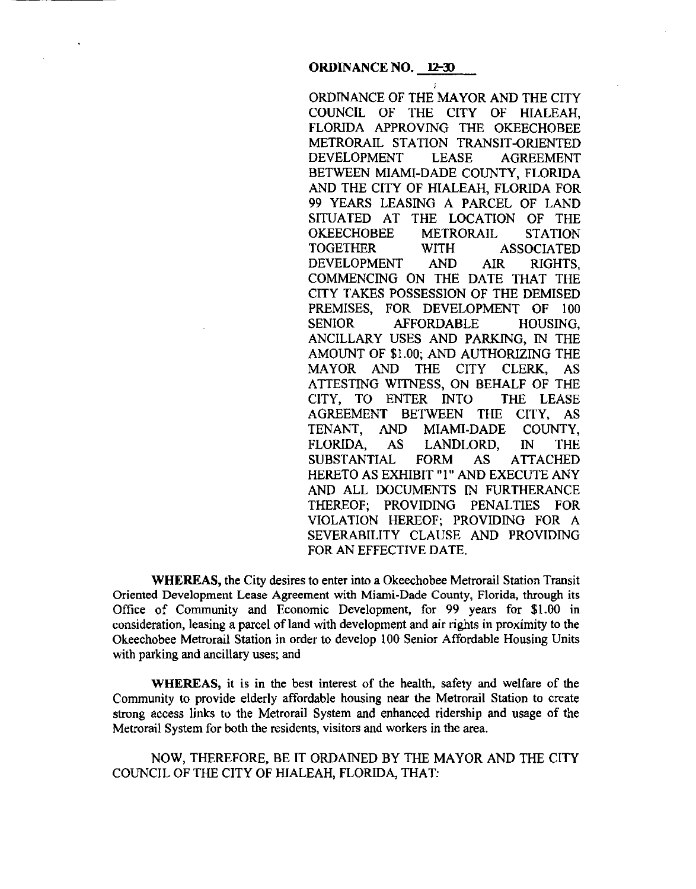**ORDINANCE NO. 12-30**

ORDINANCE OF THE MAYOR AND THE CITY COUNCIL OF THE CITY OF HIALEAH, FLORIDA APPROVING THE OKEECHOBEE METRORAIL STATION TRANSIT-ORIENTED DEVELOPMENT LEASE AGREEMENT BETWEEN MIAMI-DADE COUNTY, FLORIDA AND THE CITY OF HIALEAH, FLORIDA FOR 99 YEARS LEASING A PARCEL OF LAND SITUATED AT THE LOCATION OF THE OKEECHOBEE METRORAIL STATION TOGETHER WITH ASSOCIATED DEVELOPMENT AND AIR RIGHTS, COMMENCING ON THE DATE THAT THE CITY TAKES POSSESSION OF THE DEMISED PREMISES, FOR DEVELOPMENT OF 100 SENIOR AFFORDABLE HOUSING, ANCILLARY USES AND PARKING, IN THE AMOUNT OF $1.00; AND AUTHORIZING THE MAYOR AND THE CITY CLERK, AS ATTESTING WITNESS, ON BEHALF OF THE CITY, TO ENTER INTO THE LEASE AGREEMENT BETWEEN THE CITY, AS TENANT, AND MIAMI-DADE COUNTY, FLORIDA, AS LANDLORD, IN THE SUBSTANTIAL FORM AS ATTACHED HERETO AS EXHIBIT "1" AND EXECUTE ANY AND ALL DOCUMENTS IN FURTHERANCE THEREOF; PROVIDING PENALTIES FOR VIOLATION HEREOF; PROVIDING FOR A SEVERABILITY CLAUSE AND PROVIDING FOR AN EFFECTIVE DATE.

**WHEREAS,** the City desires to enter into a Okeechobee Metrorail Station Transit Oriented Development Lease Agreement with Miami-Dade County, Florida, through its Office of Community and Economic Development, for 99 years for $1.00 in consideration, leasing a parcel of land with development and air rights in proximity to the Okeechobee Metrorail Station in order to develop 100 Senior Affordable Housing Units with parking and ancillary uses; and

**WHEREAS,** it is in the best interest of the health, safety and welfare of the Community to provide elderly affordable housing near the Metrorail Station to create strong access links to the Metrorail System and enhanced ridership and usage of the Metrorail System for both the residents, visitors and workers in the area.

NOW, THEREFORE, BE IT ORDAINED BY THE MAYOR AND THE CITY COUNCIL OF THE CITY OF HIALEAH, FLORIDA, THAT: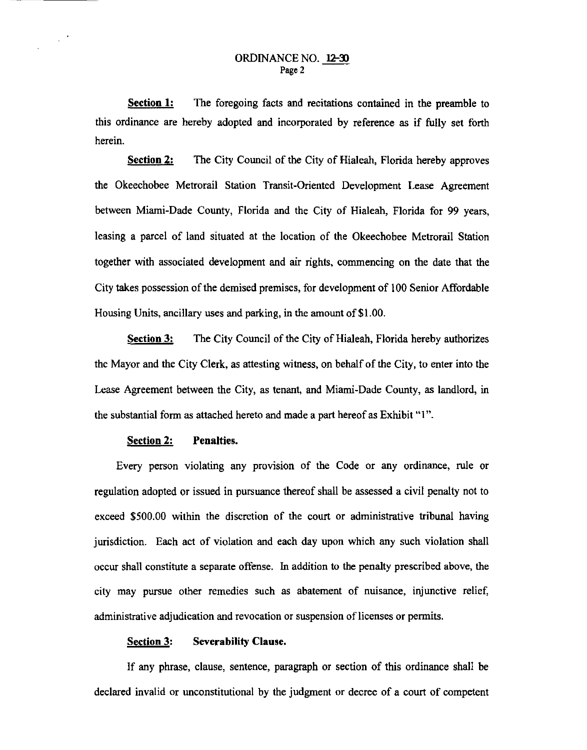ORDINANCE NO. 12-30
Page 2

**Section 1:** The foregoing facts and recitations contained in the preamble to this ordinance are hereby adopted and incorporated by reference as if fully set forth herein.

**Section 2:** The City Council of the City of Hialeah, Florida hereby approves the Okeechobee Metrorail Station Transit-Oriented Development Lease Agreement between Miami-Dade County, Florida and the City of Hialeah, Florida for 99 years, leasing a parcel of land situated at the location of the Okeechobee Metrorail Station together with associated development and air rights, commencing on the date that the City takes possession of the demised premises, for development of 100 Senior Affordable Housing Units, ancillary uses and parking, in the amount of $1.00.

**Section 3:** The City Council of the City of Hialeah, Florida hereby authorizes the Mayor and the City Clerk, as attesting witness, on behalf of the City, to enter into the Lease Agreement between the City, as tenant, and Miami-Dade County, as landlord, in the substantial form as attached hereto and made a part hereof as Exhibit "1".

**Section 2: Penalties.**

Every person violating any provision of the Code or any ordinance, rule or regulation adopted or issued in pursuance thereof shall be assessed a civil penalty not to exceed $500.00 within the discretion of the court or administrative tribunal having jurisdiction. Each act of violation and each day upon which any such violation shall occur shall constitute a separate offense. In addition to the penalty prescribed above, the city may pursue other remedies such as abatement of nuisance, injunctive relief, administrative adjudication and revocation or suspension of licenses or permits.

**Section 3: Severability Clause.**

If any phrase, clause, sentence, paragraph or section of this ordinance shall be declared invalid or unconstitutional by the judgment or decree of a court of competent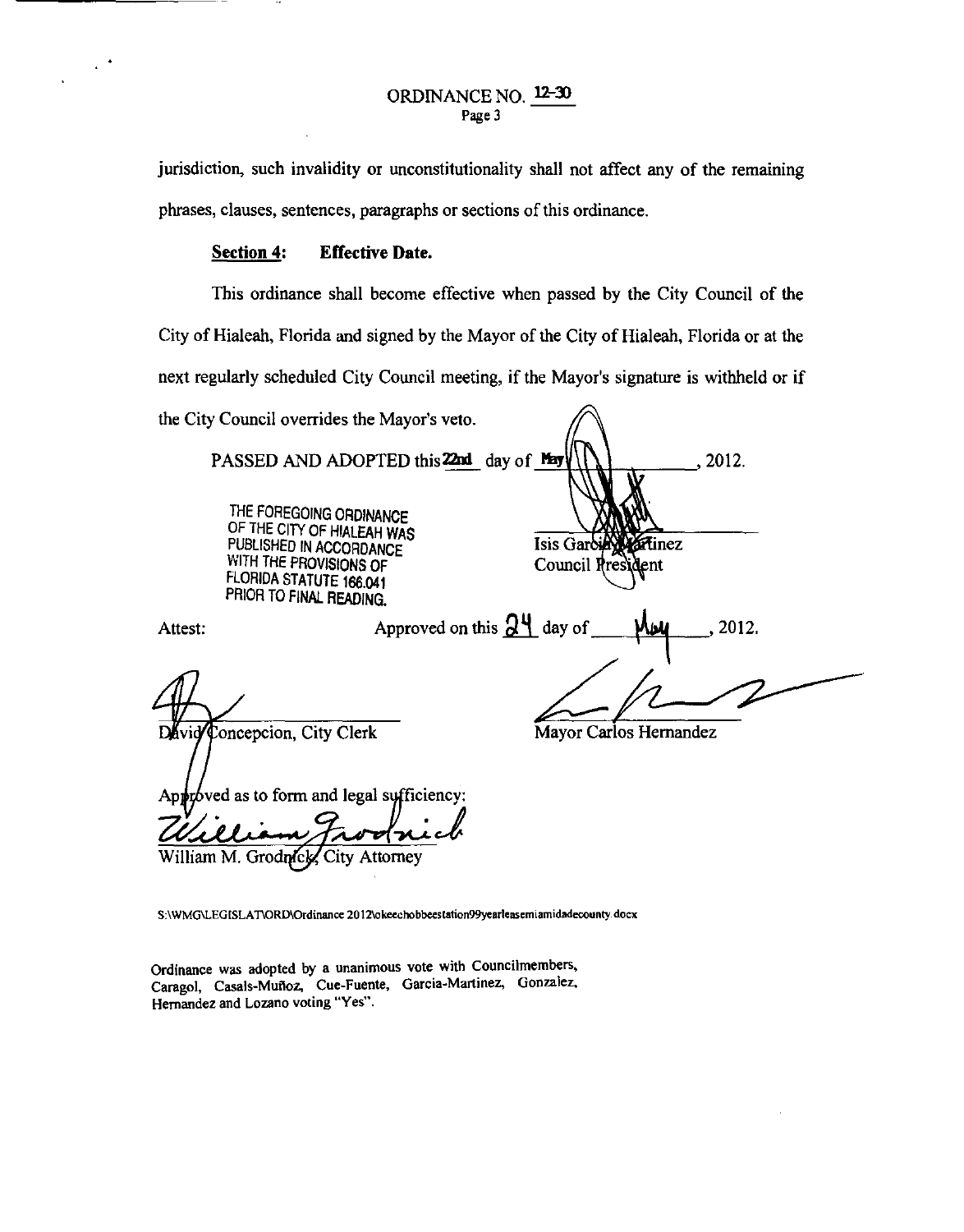ORDINANCE NO. 12-30

jurisdiction, such invalidity or unconstitutionality shall not affect any of the remaining phrases, clauses, sentences, paragraphs or sections of this ordinance.

**Section 4: Effective Date.**

This ordinance shall become effective when passed by the City Council of the City of Hialeah, Florida and signed by the Mayor of the City of Hialeah, Florida or at the next regularly scheduled City Council meeting, if the Mayor's signature is withheld or if the City Council overrides the Mayor's veto.

PASSED AND ADOPTED this 22nd day of May, 2012.

THE FOREGOING ORDINANCE OF THE CITY OF HIALEAH WAS PUBLISHED IN ACCORDANCE WITH THE PROVISIONS OF FLORIDA STATUTE 166.041 PRIOR TO FINAL READING.

Isis Garcia-Martinez
Council President

Attest:

Approved on this 24 day of May, 2012.

David Concepcion, City Clerk

Mayor Carlos Hernandez

Approved as to form and legal sufficiency:

William M. Grodnick, City Attorney

S:\WMG\LEGISLAT\ORD\Ordinance 2012\okeechobbeestation99yearleasemiamidadecounty.docx

Ordinance was adopted by a unanimous vote with Councilmembers, Caragol, Casals-Muñoz, Cue-Fuente, Garcia-Martinez, Gonzalez, Hernandez and Lozano voting "Yes".